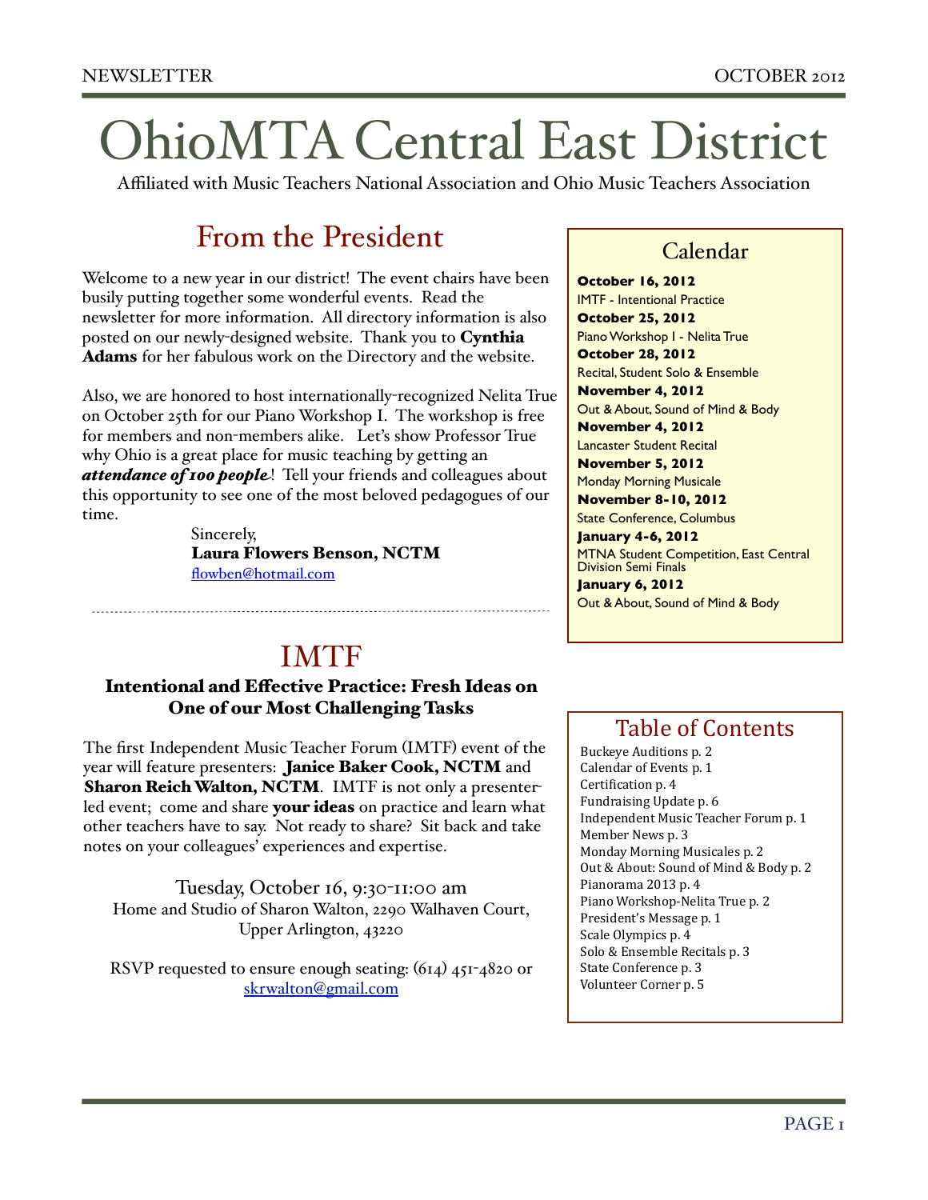# OhioMTA Central East District

Affiliated with Music Teachers National Association and Ohio Music Teachers Association

## From the President

Welcome to a new year in our district! The event chairs have been busily putting together some wonderful events. Read the newsletter for more information. All directory information is also posted on our newly-designed website. Thank you to **Cynthia Adams** for her fabulous work on the Directory and the website.

Also, we are honored to host internationally-recognized Nelita True on October 25th for our Piano Workshop I. The workshop is free for members and non-members alike. Let's show Professor True why Ohio is a great place for music teaching by getting an ***attendance of 100 people***! Tell your friends and colleagues about this opportunity to see one of the most beloved pedagogues of our time.

Sincerely,
**Laura Flowers Benson, NCTM**
flowben@hotmail.com

---

## IMTF

### Intentional and Effective Practice: Fresh Ideas on One of our Most Challenging Tasks

The first Independent Music Teacher Forum (IMTF) event of the year will feature presenters: **Janice Baker Cook, NCTM** and **Sharon Reich Walton, NCTM**. IMTF is not only a presenter-led event; come and share **your ideas** on practice and learn what other teachers have to say. Not ready to share? Sit back and take notes on your colleagues' experiences and expertise.

Tuesday, October 16, 9:30-11:00 am
Home and Studio of Sharon Walton, 2290 Walhaven Court, Upper Arlington, 43220

RSVP requested to ensure enough seating: (614) 451-4820 or skrwalton@gmail.com

## Calendar

**October 16, 2012**
IMTF - Intentional Practice

**October 25, 2012**
Piano Workshop I - Nelita True

**October 28, 2012**
Recital, Student Solo & Ensemble

**November 4, 2012**
Out & About, Sound of Mind & Body

**November 4, 2012**
Lancaster Student Recital

**November 5, 2012**
Monday Morning Musicale

**November 8-10, 2012**
State Conference, Columbus

**January 4-6, 2012**
MTNA Student Competition, East Central Division Semi Finals

**January 6, 2012**
Out & About, Sound of Mind & Body

## Table of Contents

- Buckeye Auditions p. 2
- Calendar of Events p. 1
- Certification p. 4
- Fundraising Update p. 6
- Independent Music Teacher Forum p. 1
- Member News p. 3
- Monday Morning Musicales p. 2
- Out & About: Sound of Mind & Body p. 2
- Pianorama 2013 p. 4
- Piano Workshop-Nelita True p. 2
- President's Message p. 1
- Scale Olympics p. 4
- Solo & Ensemble Recitals p. 3
- State Conference p. 3
- Volunteer Corner p. 5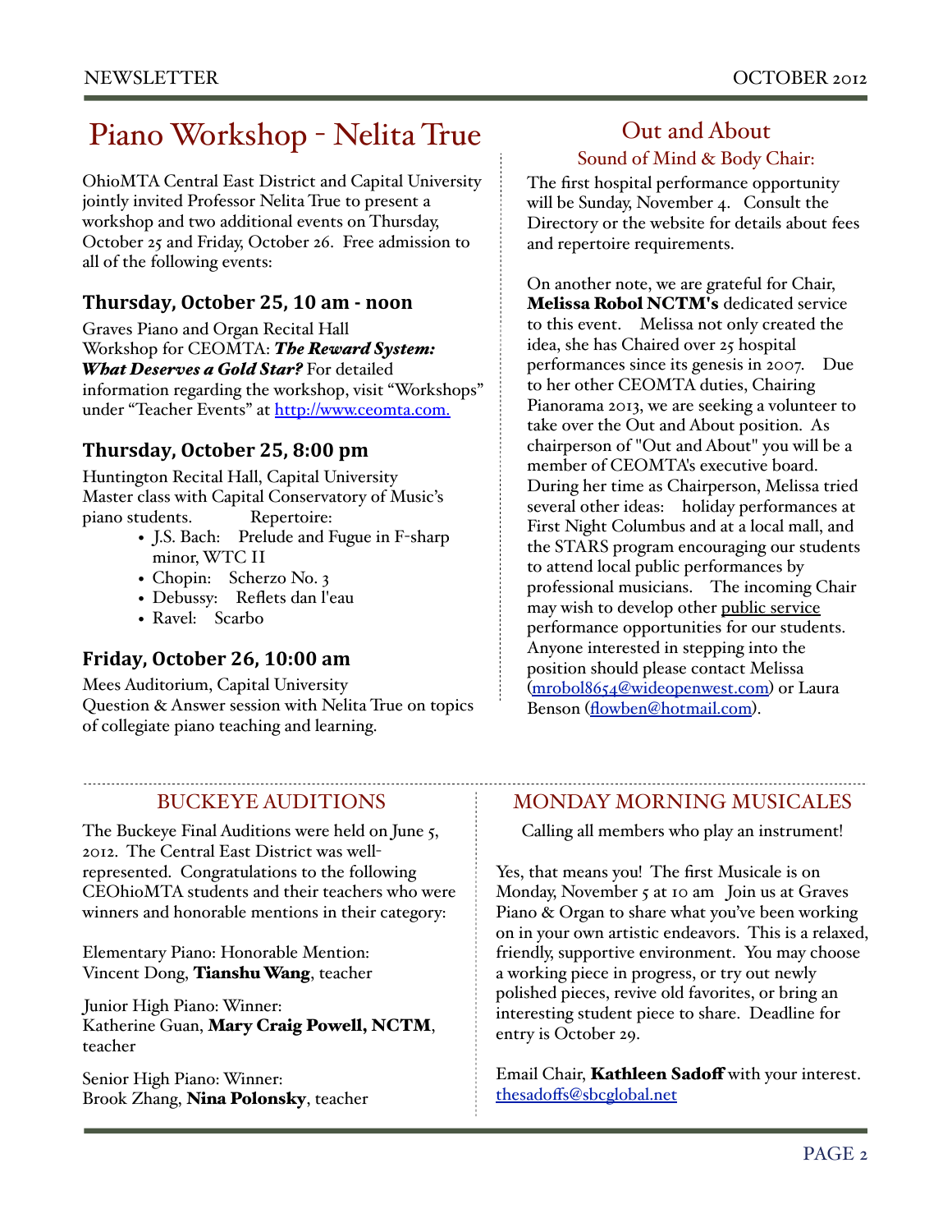# Piano Workshop - Nelita True

OhioMTA Central East District and Capital University jointly invited Professor Nelita True to present a workshop and two additional events on Thursday, October 25 and Friday, October 26. Free admission to all of the following events:

### Thursday, October 25, 10 am - noon

Graves Piano and Organ Recital Hall
Workshop for CEOMTA: ***The Reward System: What Deserves a Gold Star?*** For detailed information regarding the workshop, visit "Workshops" under "Teacher Events" at http://www.ceomta.com.

### Thursday, October 25, 8:00 pm

Huntington Recital Hall, Capital University
Master class with Capital Conservatory of Music's piano students. Repertoire:

- J.S. Bach: Prelude and Fugue in F-sharp minor, WTC II
- Chopin: Scherzo No. 3
- Debussy: Reflets dan l'eau
- Ravel: Scarbo

### Friday, October 26, 10:00 am

Mees Auditorium, Capital University
Question & Answer session with Nelita True on topics of collegiate piano teaching and learning.

## Out and About

### Sound of Mind & Body Chair:

The first hospital performance opportunity will be Sunday, November 4. Consult the Directory or the website for details about fees and repertoire requirements.

On another note, we are grateful for Chair, **Melissa Robol NCTM's** dedicated service to this event. Melissa not only created the idea, she has Chaired over 25 hospital performances since its genesis in 2007. Due to her other CEOMTA duties, Chairing Pianorama 2013, we are seeking a volunteer to take over the Out and About position. As chairperson of "Out and About" you will be a member of CEOMTA's executive board. During her time as Chairperson, Melissa tried several other ideas: holiday performances at First Night Columbus and at a local mall, and the STARS program encouraging our students to attend local public performances by professional musicians. The incoming Chair may wish to develop other public service performance opportunities for our students. Anyone interested in stepping into the position should please contact Melissa (mrobol8654@wideopenwest.com) or Laura Benson (flowben@hotmail.com).

## BUCKEYE AUDITIONS

The Buckeye Final Auditions were held on June 5, 2012. The Central East District was well-represented. Congratulations to the following CEOhioMTA students and their teachers who were winners and honorable mentions in their category:

Elementary Piano: Honorable Mention:
Vincent Dong, **Tianshu Wang**, teacher

Junior High Piano: Winner:
Katherine Guan, **Mary Craig Powell, NCTM**, teacher

Senior High Piano: Winner:
Brook Zhang, **Nina Polonsky**, teacher

## MONDAY MORNING MUSICALES

Calling all members who play an instrument!

Yes, that means you! The first Musicale is on Monday, November 5 at 10 am Join us at Graves Piano & Organ to share what you've been working on in your own artistic endeavors. This is a relaxed, friendly, supportive environment. You may choose a working piece in progress, or try out newly polished pieces, revive old favorites, or bring an interesting student piece to share. Deadline for entry is October 29.

Email Chair, **Kathleen Sadoff** with your interest. thesadoffs@sbcglobal.net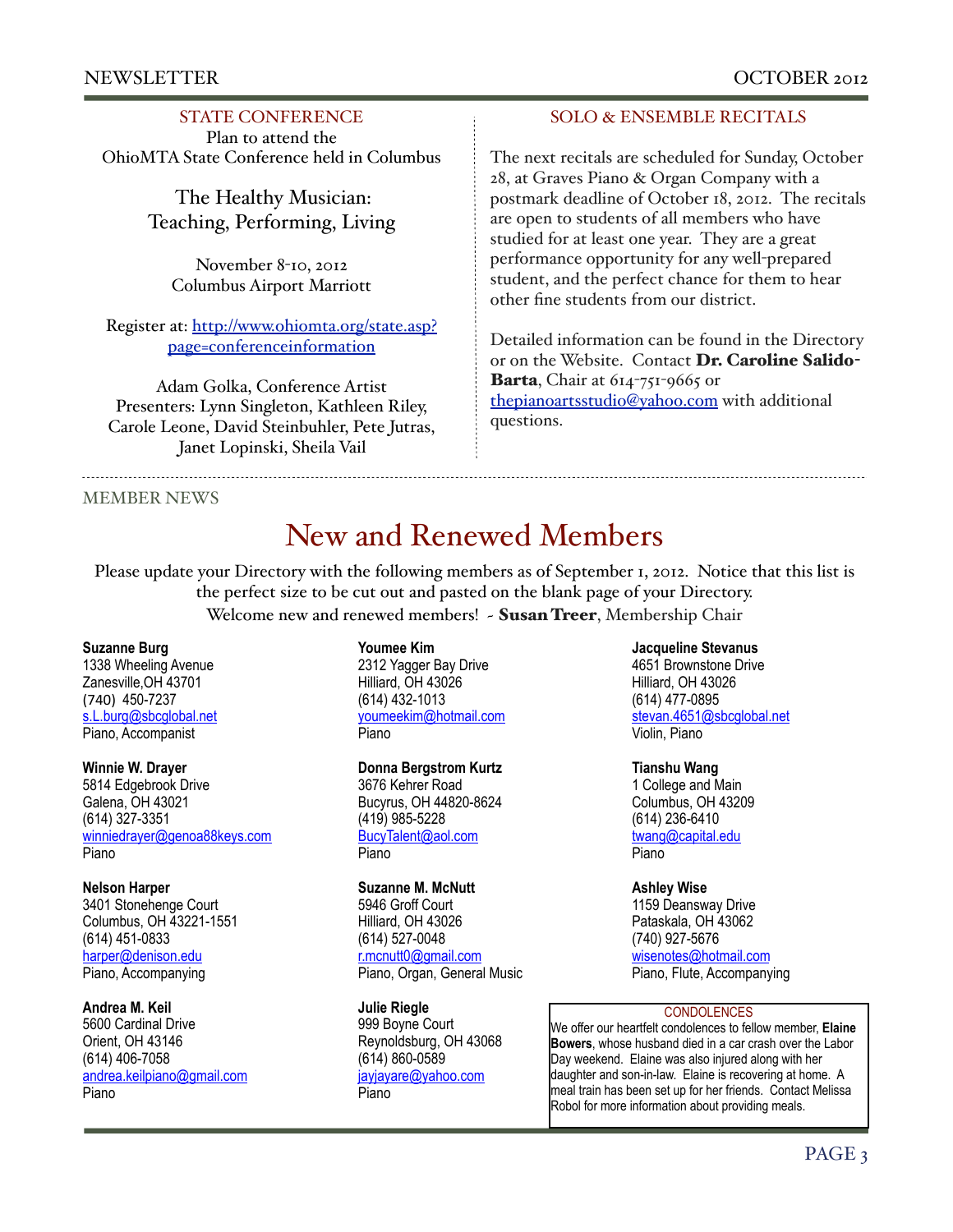## STATE CONFERENCE

Plan to attend the
OhioMTA State Conference held in Columbus

### The Healthy Musician: Teaching, Performing, Living

November 8-10, 2012
Columbus Airport Marriott

Register at: http://www.ohiomta.org/state.asp?page=conferenceinformation

Adam Golka, Conference Artist
Presenters: Lynn Singleton, Kathleen Riley, Carole Leone, David Steinbuhler, Pete Jutras, Janet Lopinski, Sheila Vail

## SOLO & ENSEMBLE RECITALS

The next recitals are scheduled for Sunday, October 28, at Graves Piano & Organ Company with a postmark deadline of October 18, 2012. The recitals are open to students of all members who have studied for at least one year. They are a great performance opportunity for any well-prepared student, and the perfect chance for them to hear other fine students from our district.

Detailed information can be found in the Directory or on the Website. Contact **Dr. Caroline Salido-Barta**, Chair at 614-751-9665 or thepianoartsstudio@yahoo.com with additional questions.

## MEMBER NEWS

# New and Renewed Members

Please update your Directory with the following members as of September 1, 2012. Notice that this list is the perfect size to be cut out and pasted on the blank page of your Directory.
Welcome new and renewed members! - **Susan Treer**, Membership Chair

**Suzanne Burg**
1338 Wheeling Avenue
Zanesville,OH 43701
(740) 450-7237
s.L.burg@sbcglobal.net
Piano, Accompanist

**Winnie W. Drayer**
5814 Edgebrook Drive
Galena, OH 43021
(614) 327-3351
winniedrayer@genoa88keys.com
Piano

**Nelson Harper**
3401 Stonehenge Court
Columbus, OH 43221-1551
(614) 451-0833
harper@denison.edu
Piano, Accompanying

**Andrea M. Keil**
5600 Cardinal Drive
Orient, OH 43146
(614) 406-7058
andrea.keilpiano@gmail.com
Piano

**Youmee Kim**
2312 Yagger Bay Drive
Hilliard, OH 43026
(614) 432-1013
youmeekim@hotmail.com
Piano

**Donna Bergstrom Kurtz**
3676 Kehrer Road
Bucyrus, OH 44820-8624
(419) 985-5228
BucyTalent@aol.com
Piano

**Suzanne M. McNutt**
5946 Groff Court
Hilliard, OH 43026
(614) 527-0048
r.mcnutt0@gmail.com
Piano, Organ, General Music

**Julie Riegle**
999 Boyne Court
Reynoldsburg, OH 43068
(614) 860-0589
jayjayare@yahoo.com
Piano

**Jacqueline Stevanus**
4651 Brownstone Drive
Hilliard, OH 43026
(614) 477-0895
stevan.4651@sbcglobal.net
Violin, Piano

**Tianshu Wang**
1 College and Main
Columbus, OH 43209
(614) 236-6410
twang@capital.edu
Piano

**Ashley Wise**
1159 Deansway Drive
Pataskala, OH 43062
(740) 927-5676
wisenotes@hotmail.com
Piano, Flute, Accompanying

### CONDOLENCES

We offer our heartfelt condolences to fellow member, **Elaine Bowers**, whose husband died in a car crash over the Labor Day weekend. Elaine was also injured along with her daughter and son-in-law. Elaine is recovering at home. A meal train has been set up for her friends. Contact Melissa Robol for more information about providing meals.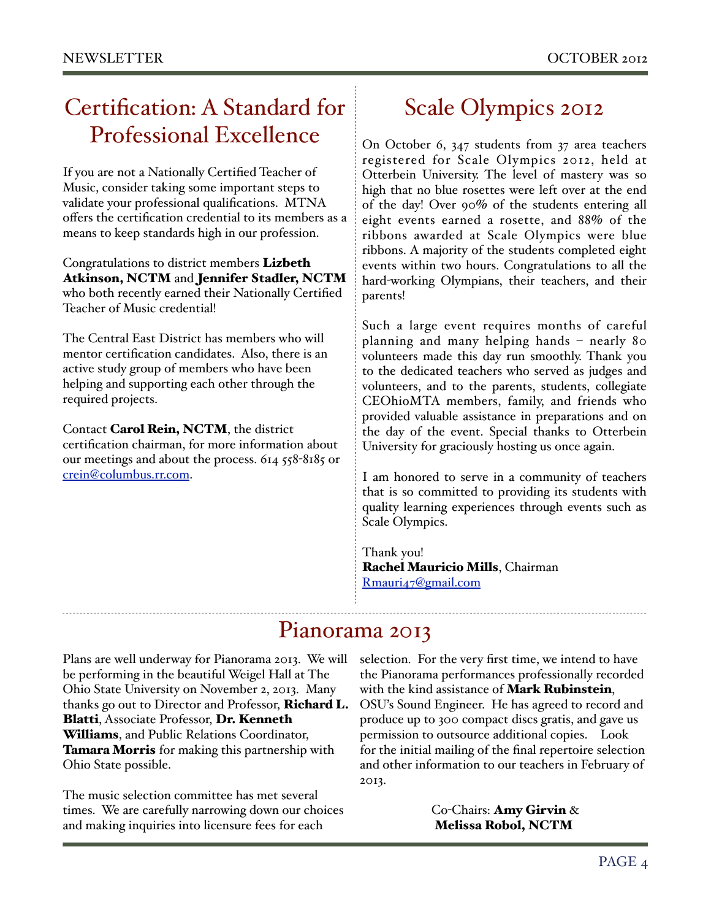# Certification: A Standard for Professional Excellence

If you are not a Nationally Certified Teacher of Music, consider taking some important steps to validate your professional qualifications. MTNA offers the certification credential to its members as a means to keep standards high in our profession.

Congratulations to district members **Lizbeth Atkinson, NCTM** and **Jennifer Stadler, NCTM** who both recently earned their Nationally Certified Teacher of Music credential!

The Central East District has members who will mentor certification candidates. Also, there is an active study group of members who have been helping and supporting each other through the required projects.

Contact **Carol Rein, NCTM**, the district certification chairman, for more information about our meetings and about the process. 614 558-8185 or crein@columbus.rr.com.

# Scale Olympics 2012

On October 6, 347 students from 37 area teachers registered for Scale Olympics 2012, held at Otterbein University. The level of mastery was so high that no blue rosettes were left over at the end of the day! Over 90% of the students entering all eight events earned a rosette, and 88% of the ribbons awarded at Scale Olympics were blue ribbons. A majority of the students completed eight events within two hours. Congratulations to all the hard-working Olympians, their teachers, and their parents!

Such a large event requires months of careful planning and many helping hands – nearly 80 volunteers made this day run smoothly. Thank you to the dedicated teachers who served as judges and volunteers, and to the parents, students, collegiate CEOhioMTA members, family, and friends who provided valuable assistance in preparations and on the day of the event. Special thanks to Otterbein University for graciously hosting us once again.

I am honored to serve in a community of teachers that is so committed to providing its students with quality learning experiences through events such as Scale Olympics.

Thank you!
**Rachel Mauricio Mills**, Chairman
Rmauri47@gmail.com

# Pianorama 2013

Plans are well underway for Pianorama 2013. We will be performing in the beautiful Weigel Hall at The Ohio State University on November 2, 2013. Many thanks go out to Director and Professor, **Richard L. Blatti**, Associate Professor, **Dr. Kenneth Williams**, and Public Relations Coordinator, **Tamara Morris** for making this partnership with Ohio State possible.

The music selection committee has met several times. We are carefully narrowing down our choices and making inquiries into licensure fees for each selection. For the very first time, we intend to have the Pianorama performances professionally recorded with the kind assistance of **Mark Rubinstein**, OSU's Sound Engineer. He has agreed to record and produce up to 300 compact discs gratis, and gave us permission to outsource additional copies. Look for the initial mailing of the final repertoire selection and other information to our teachers in February of 2013.

Co-Chairs: **Amy Girvin** & **Melissa Robol, NCTM**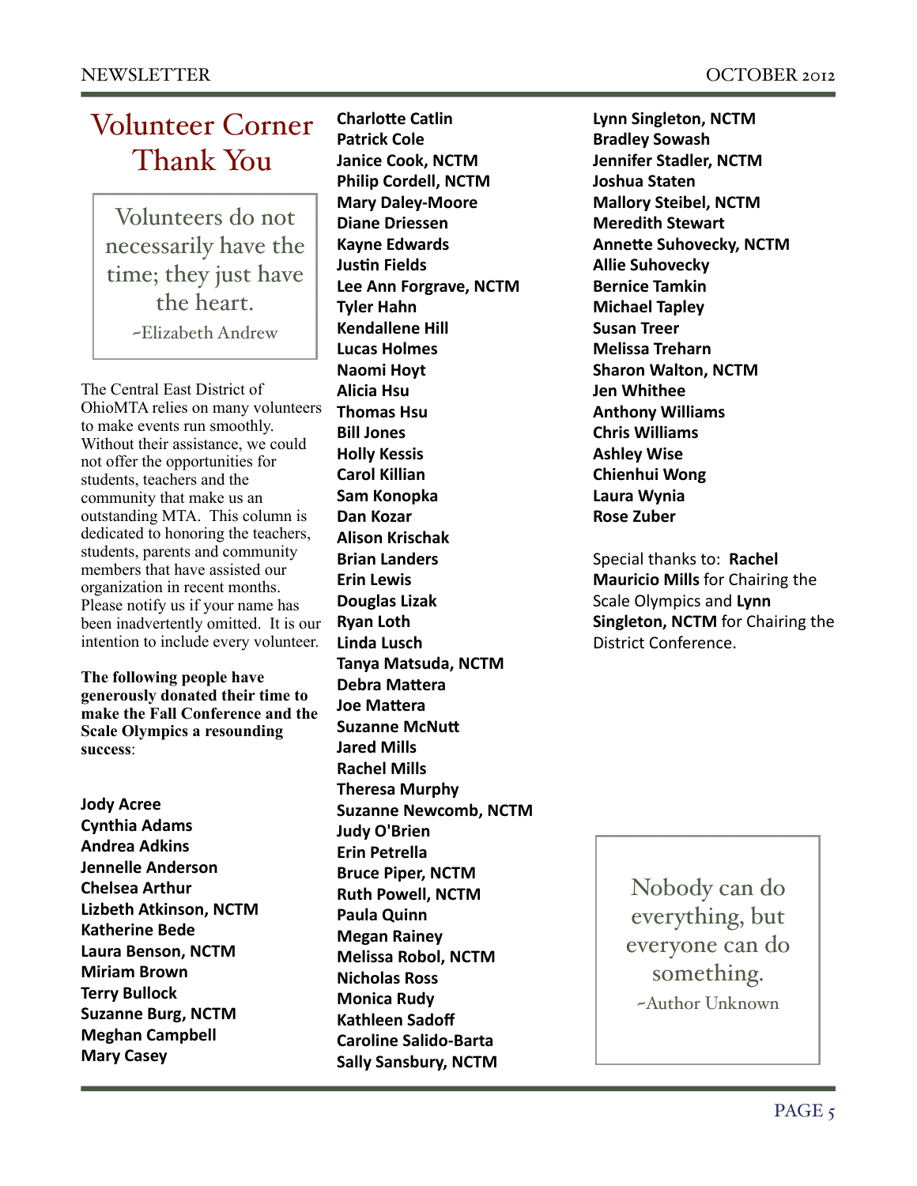# Volunteer Corner Thank You

> Volunteers do not necessarily have the time; they just have the heart.
>
> ~Elizabeth Andrew

The Central East District of OhioMTA relies on many volunteers to make events run smoothly. Without their assistance, we could not offer the opportunities for students, teachers and the community that make us an outstanding MTA. This column is dedicated to honoring the teachers, students, parents and community members that have assisted our organization in recent months. Please notify us if your name has been inadvertently omitted. It is our intention to include every volunteer.

**The following people have generously donated their time to make the Fall Conference and the Scale Olympics a resounding success**:

**Jody Acree**
**Cynthia Adams**
**Andrea Adkins**
**Jennelle Anderson**
**Chelsea Arthur**
**Lizbeth Atkinson, NCTM**
**Katherine Bede**
**Laura Benson, NCTM**
**Miriam Brown**
**Terry Bullock**
**Suzanne Burg, NCTM**
**Meghan Campbell**
**Mary Casey**
**Charlotte Catlin**
**Patrick Cole**
**Janice Cook, NCTM**
**Philip Cordell, NCTM**
**Mary Daley-Moore**
**Diane Driessen**
**Kayne Edwards**
**Justin Fields**
**Lee Ann Forgrave, NCTM**
**Tyler Hahn**
**Kendallene Hill**
**Lucas Holmes**
**Naomi Hoyt**
**Alicia Hsu**
**Thomas Hsu**
**Bill Jones**
**Holly Kessis**
**Carol Killian**
**Sam Konopka**
**Dan Kozar**
**Alison Krischak**
**Brian Landers**
**Erin Lewis**
**Douglas Lizak**
**Ryan Loth**
**Linda Lusch**
**Tanya Matsuda, NCTM**
**Debra Mattera**
**Joe Mattera**
**Suzanne McNutt**
**Jared Mills**
**Rachel Mills**
**Theresa Murphy**
**Suzanne Newcomb, NCTM**
**Judy O'Brien**
**Erin Petrella**
**Bruce Piper, NCTM**
**Ruth Powell, NCTM**
**Paula Quinn**
**Megan Rainey**
**Melissa Robol, NCTM**
**Nicholas Ross**
**Monica Rudy**
**Kathleen Sadoff**
**Caroline Salido-Barta**
**Sally Sansbury, NCTM**
**Lynn Singleton, NCTM**
**Bradley Sowash**
**Jennifer Stadler, NCTM**
**Joshua Staten**
**Mallory Steibel, NCTM**
**Meredith Stewart**
**Annette Suhovecky, NCTM**
**Allie Suhovecky**
**Bernice Tamkin**
**Michael Tapley**
**Susan Treer**
**Melissa Treharn**
**Sharon Walton, NCTM**
**Jen Whithee**
**Anthony Williams**
**Chris Williams**
**Ashley Wise**
**Chienhui Wong**
**Laura Wynia**
**Rose Zuber**

Special thanks to: **Rachel Mauricio Mills** for Chairing the Scale Olympics and **Lynn Singleton, NCTM** for Chairing the District Conference.

> Nobody can do everything, but everyone can do something.
>
> ~Author Unknown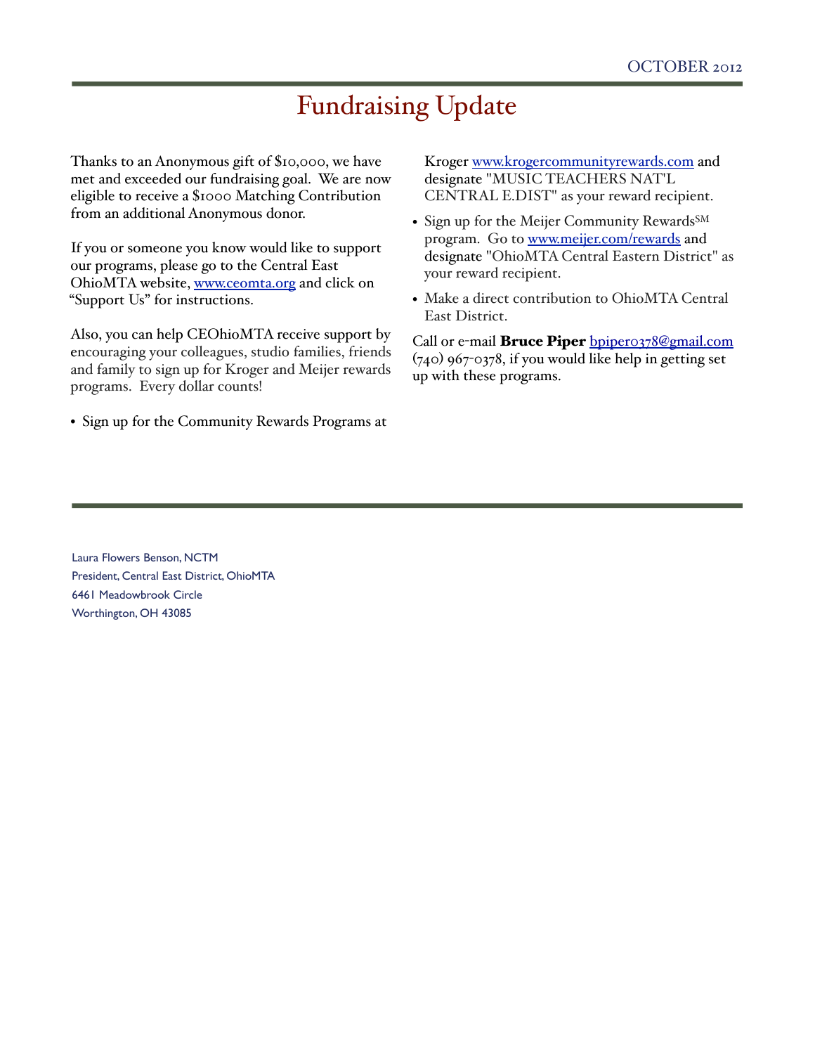# Fundraising Update

Thanks to an Anonymous gift of $10,000, we have met and exceeded our fundraising goal. We are now eligible to receive a $1000 Matching Contribution from an additional Anonymous donor.

If you or someone you know would like to support our programs, please go to the Central East OhioMTA website, www.ceomta.org and click on "Support Us" for instructions.

Also, you can help CEOhioMTA receive support by encouraging your colleagues, studio families, friends and family to sign up for Kroger and Meijer rewards programs. Every dollar counts!

- Sign up for the Community Rewards Programs at Kroger www.krogercommunityrewards.com and designate "MUSIC TEACHERS NAT'L CENTRAL E.DIST" as your reward recipient.
- Sign up for the Meijer Community Rewards℠ program. Go to www.meijer.com/rewards and designate "OhioMTA Central Eastern District" as your reward recipient.
- Make a direct contribution to OhioMTA Central East District.

Call or e-mail **Bruce Piper** bpiper0378@gmail.com (740) 967-0378, if you would like help in getting set up with these programs.

Laura Flowers Benson, NCTM
President, Central East District, OhioMTA
6461 Meadowbrook Circle
Worthington, OH 43085